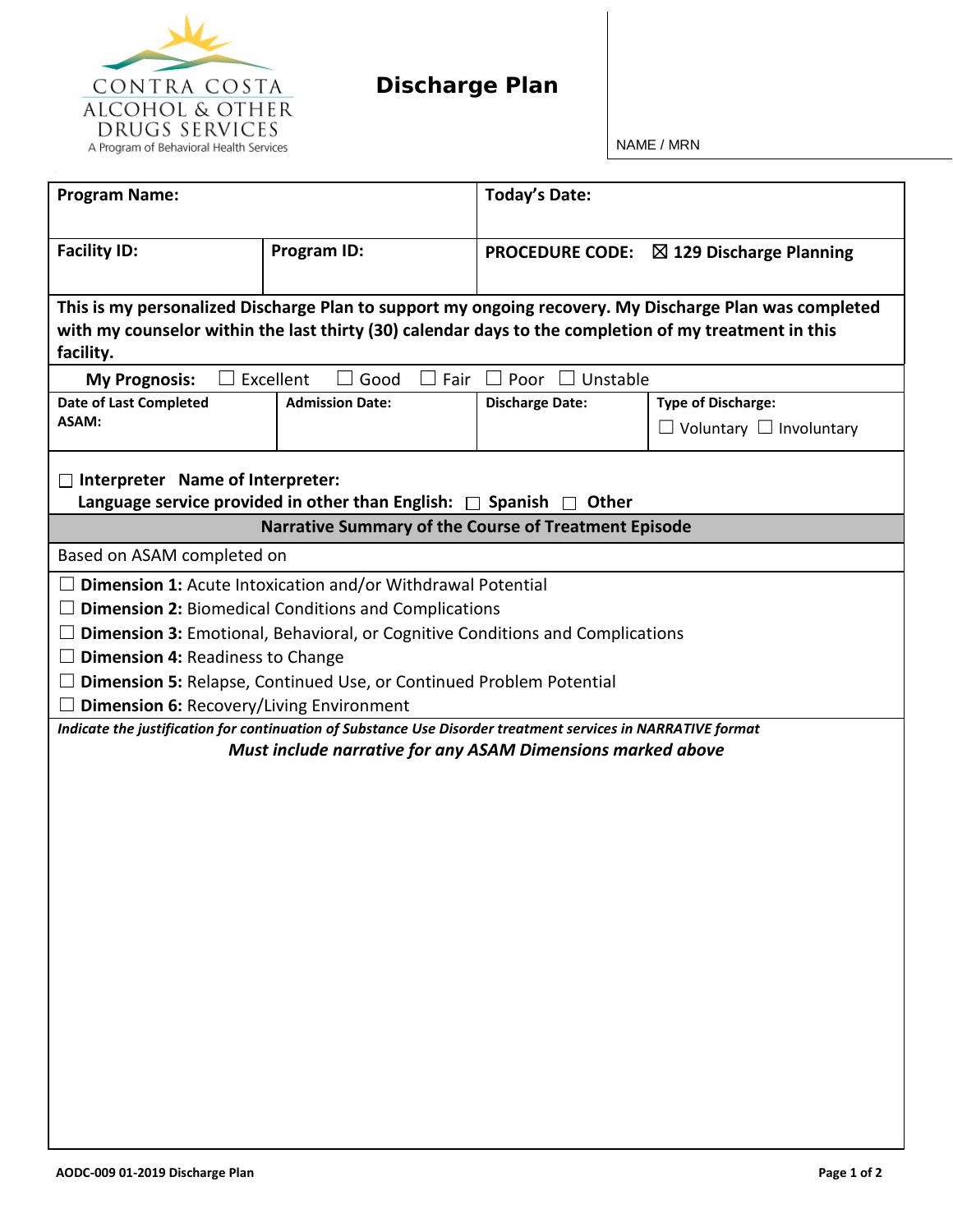CONTRA COSTA
ALCOHOL & OTHER
DRUGS SERVICES
A Program of Behavioral Health Services

# Discharge Plan

NAME / MRN

| **Program Name:** | | **Today's Date:** | |
|---|---|---|---|
| **Facility ID:** | **Program ID:** | **PROCEDURE CODE:** ☒ **129 Discharge Planning** | |

**This is my personalized Discharge Plan to support my ongoing recovery. My Discharge Plan was completed with my counselor within the last thirty (30) calendar days to the completion of my treatment in this facility.**

**My Prognosis:** ☐ Excellent ☐ Good ☐ Fair ☐ Poor ☐ Unstable

| **Date of Last Completed ASAM:** | **Admission Date:** | **Discharge Date:** | **Type of Discharge:** ☐ Voluntary ☐ Involuntary |
|---|---|---|---|

☐ **Interpreter Name of Interpreter:**
**Language service provided in other than English:** ☐ **Spanish** ☐ **Other**

## Narrative Summary of the Course of Treatment Episode

Based on ASAM completed on

- ☐ **Dimension 1:** Acute Intoxication and/or Withdrawal Potential
- ☐ **Dimension 2:** Biomedical Conditions and Complications
- ☐ **Dimension 3:** Emotional, Behavioral, or Cognitive Conditions and Complications
- ☐ **Dimension 4:** Readiness to Change
- ☐ **Dimension 5:** Relapse, Continued Use, or Continued Problem Potential
- ☐ **Dimension 6:** Recovery/Living Environment

***Indicate the justification for continuation of Substance Use Disorder treatment services in NARRATIVE format***
***Must include narrative for any ASAM Dimensions marked above***

**AODC-009 01-2019 Discharge Plan**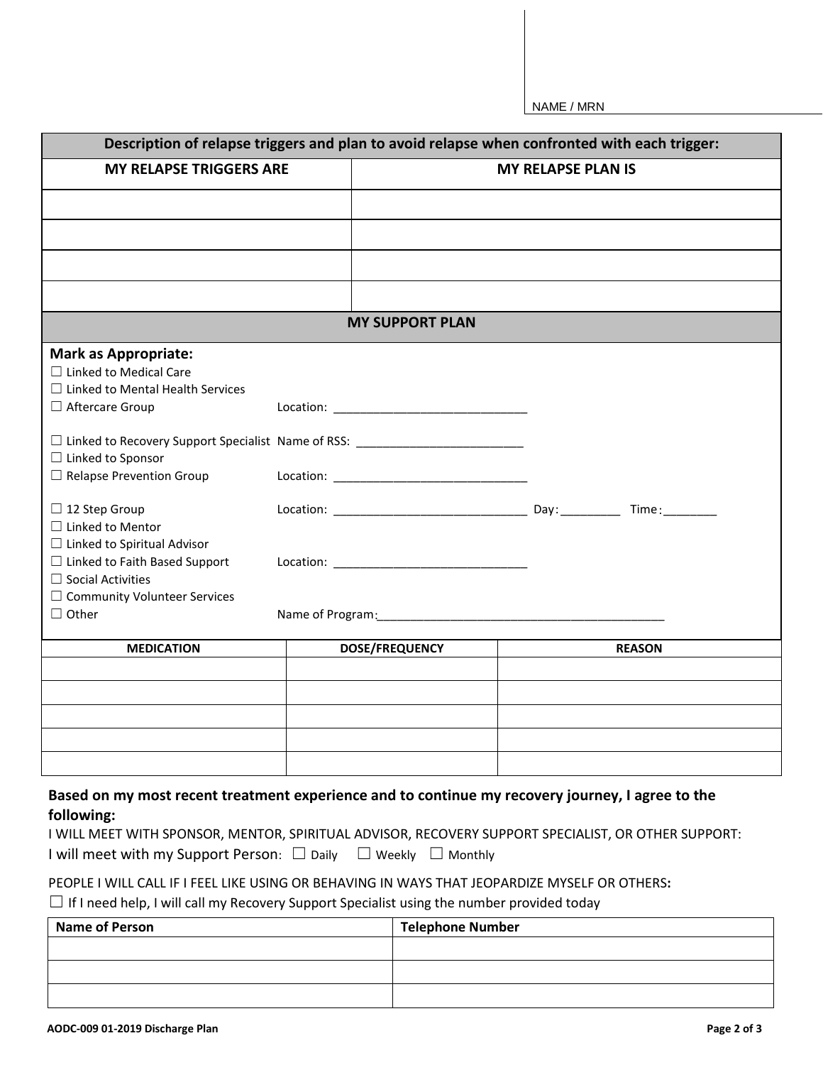NAME / MRN

| Description of relapse triggers and plan to avoid relapse when confronted with each trigger: | |
|---|---|
| **MY RELAPSE TRIGGERS ARE** | **MY RELAPSE PLAN IS** |
| | |
| | |
| | |
| | |

## MY SUPPORT PLAN

**Mark as Appropriate:**

☐ Linked to Medical Care
☐ Linked to Mental Health Services
☐ Aftercare Group Location: ____________________________

☐ Linked to Recovery Support Specialist Name of RSS: ________________________
☐ Linked to Sponsor
☐ Relapse Prevention Group Location: ____________________________

☐ 12 Step Group Location: ____________________________ Day: _________ Time: ________
☐ Linked to Mentor
☐ Linked to Spiritual Advisor
☐ Linked to Faith Based Support Location: ____________________________
☐ Social Activities
☐ Community Volunteer Services
☐ Other Name of Program: ____________________________________________

| MEDICATION | DOSE/FREQUENCY | REASON |
|---|---|---|
| | | |
| | | |
| | | |
| | | |
| | | |

**Based on my most recent treatment experience and to continue my recovery journey, I agree to the following:**

I WILL MEET WITH SPONSOR, MENTOR, SPIRITUAL ADVISOR, RECOVERY SUPPORT SPECIALIST, OR OTHER SUPPORT:
I will meet with my Support Person: ☐ Daily ☐ Weekly ☐ Monthly

PEOPLE I WILL CALL IF I FEEL LIKE USING OR BEHAVING IN WAYS THAT JEOPARDIZE MYSELF OR OTHERS**:**
☐ If I need help, I will call my Recovery Support Specialist using the number provided today

| Name of Person | Telephone Number |
|---|---|
| | |
| | |
| | |

AODC-009 01-2019 Discharge Plan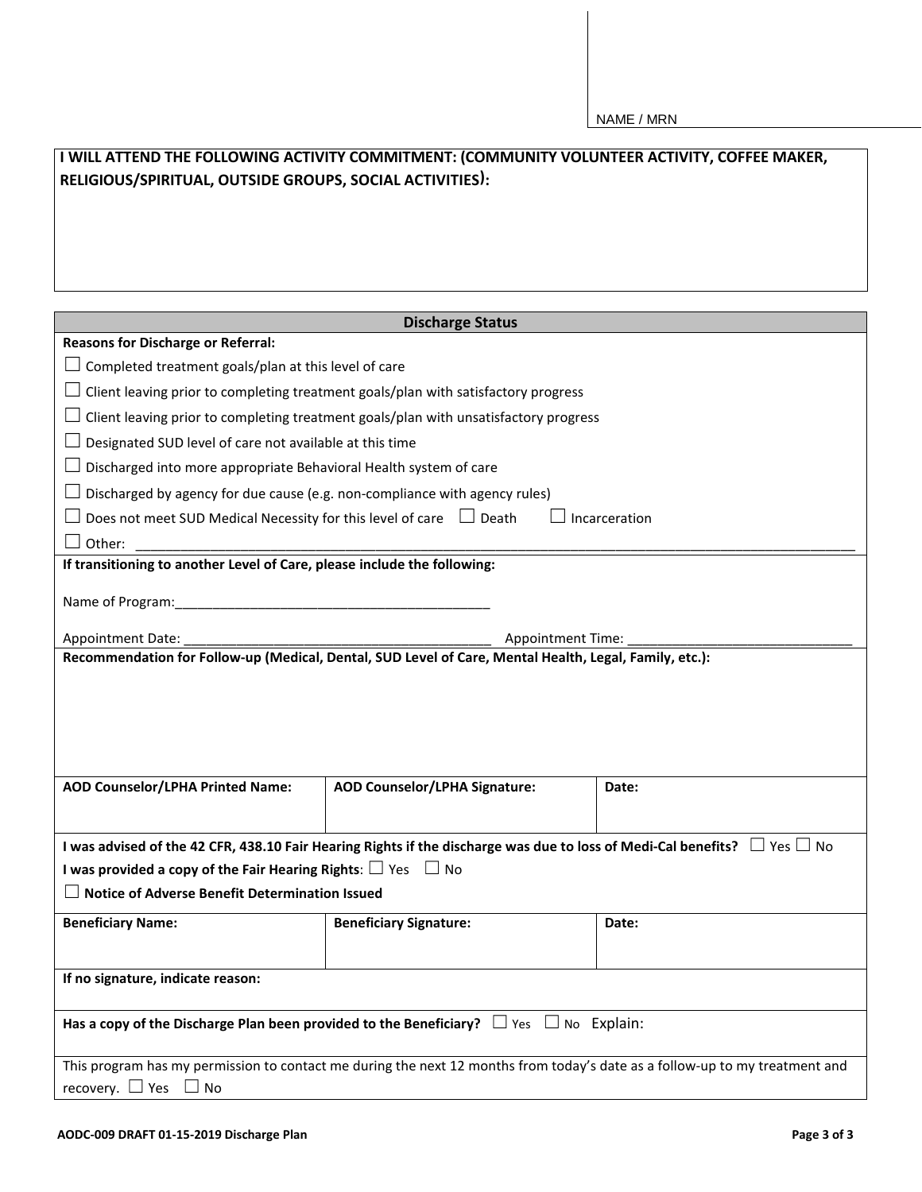NAME / MRN

**I WILL ATTEND THE FOLLOWING ACTIVITY COMMITMENT: (COMMUNITY VOLUNTEER ACTIVITY, COFFEE MAKER, RELIGIOUS/SPIRITUAL, OUTSIDE GROUPS, SOCIAL ACTIVITIES):**

## Discharge Status

**Reasons for Discharge or Referral:**

☐ Completed treatment goals/plan at this level of care

☐ Client leaving prior to completing treatment goals/plan with satisfactory progress

☐ Client leaving prior to completing treatment goals/plan with unsatisfactory progress

☐ Designated SUD level of care not available at this time

☐ Discharged into more appropriate Behavioral Health system of care

☐ Discharged by agency for due cause (e.g. non-compliance with agency rules)

☐ Does not meet SUD Medical Necessity for this level of care ☐ Death ☐ Incarceration

☐ Other: ______________________________________________________________________________________________

**If transitioning to another Level of Care, please include the following:**

Name of Program:_________________________________________

Appointment Date: _________________________________________ Appointment Time: ______________________________

**Recommendation for Follow-up (Medical, Dental, SUD Level of Care, Mental Health, Legal, Family, etc.):**

| AOD Counselor/LPHA Printed Name: | AOD Counselor/LPHA Signature: | Date: |
|---|---|---|
| | | |

**I was advised of the 42 CFR, 438.10 Fair Hearing Rights if the discharge was due to loss of Medi-Cal benefits?** ☐ Yes ☐ No

**I was provided a copy of the Fair Hearing Rights**: ☐ Yes ☐ No

☐ **Notice of Adverse Benefit Determination Issued**

| Beneficiary Name: | Beneficiary Signature: | Date: |
|---|---|---|
| | | |

**If no signature, indicate reason:**

**Has a copy of the Discharge Plan been provided to the Beneficiary?** ☐ Yes ☐ No Explain:

This program has my permission to contact me during the next 12 months from today's date as a follow-up to my treatment and recovery. ☐ Yes ☐ No

**AODC-009 DRAFT 01-15-2019 Discharge Plan**